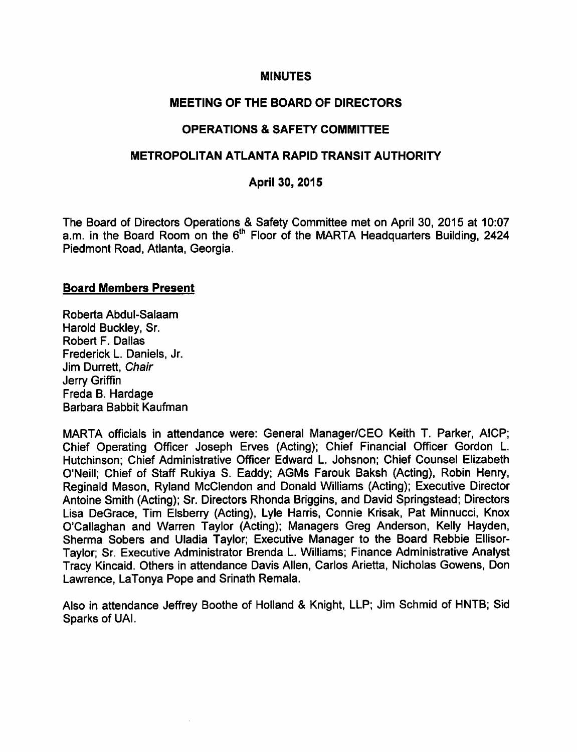# MINUTES

## MEETING OF THE BOARD OF DIRECTORS

## OPERATIONS & SAFETY COMMITTEE

## METROPOLITAN ATLANTA RAPID TRANSIT AUTHORITY

## April 30, 2015

The Board of Directors Operations & Safety Committee met on April 30, 2015 at 10:07 a.m. in the Board Room on the 6th Floor of the MARTA Headquarters Building, 2424 Piedmont Road, Atlanta, Georgia.

**Board Members Present**

Roberta Abdul-Salaam
Harold Buckley, Sr.
Robert F. Dallas
Frederick L. Daniels, Jr.
Jim Durrett, *Chair*
Jerry Griffin
Freda B. Hardage
Barbara Babbit Kaufman

MARTA officials in attendance were: General Manager/CEO Keith T. Parker, AICP; Chief Operating Officer Joseph Erves (Acting); Chief Financial Officer Gordon L. Hutchinson; Chief Administrative Officer Edward L. Johsnon; Chief Counsel Elizabeth O'Neill; Chief of Staff Rukiya S. Eaddy; AGMs Farouk Baksh (Acting), Robin Henry, Reginald Mason, Ryland McClendon and Donald Williams (Acting); Executive Director Antoine Smith (Acting); Sr. Directors Rhonda Briggins, and David Springstead; Directors Lisa DeGrace, Tim Elsberry (Acting), Lyle Harris, Connie Krisak, Pat Minnucci, Knox O'Callaghan and Warren Taylor (Acting); Managers Greg Anderson, Kelly Hayden, Sherma Sobers and Uladia Taylor; Executive Manager to the Board Rebbie Ellisor-Taylor; Sr. Executive Administrator Brenda L. Williams; Finance Administrative Analyst Tracy Kincaid. Others in attendance Davis Allen, Carlos Arietta, Nicholas Gowens, Don Lawrence, LaTonya Pope and Srinath Remala.

Also in attendance Jeffrey Boothe of Holland & Knight, LLP; Jim Schmid of HNTB; Sid Sparks of UAI.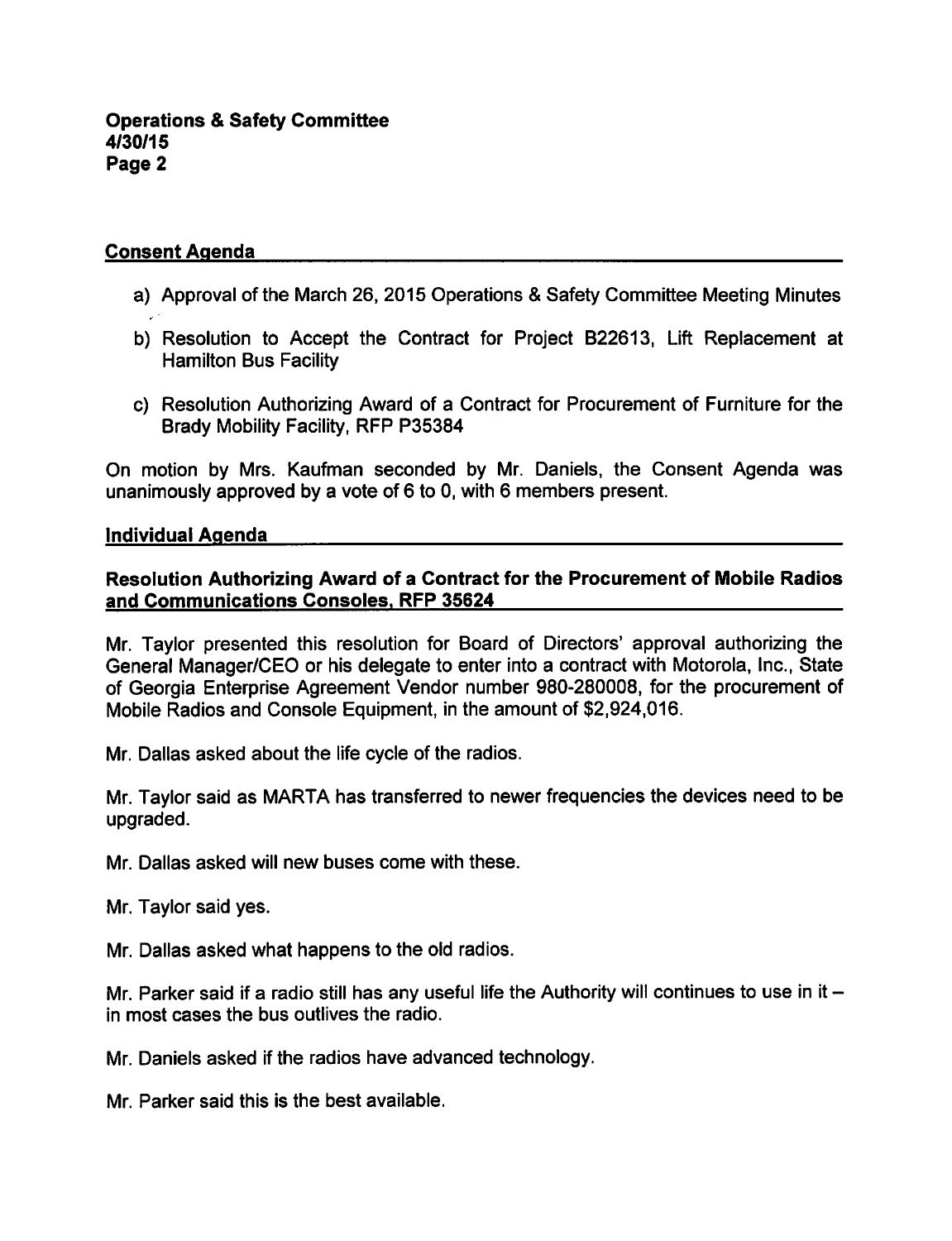## Consent Agenda

a) Approval of the March 26, 2015 Operations & Safety Committee Meeting Minutes

b) Resolution to Accept the Contract for Project B22613, Lift Replacement at Hamilton Bus Facility

c) Resolution Authorizing Award of a Contract for Procurement of Furniture for the Brady Mobility Facility, RFP P35384

On motion by Mrs. Kaufman seconded by Mr. Daniels, the Consent Agenda was unanimously approved by a vote of 6 to 0, with 6 members present.

## Individual Agenda

### Resolution Authorizing Award of a Contract for the Procurement of Mobile Radios and Communications Consoles, RFP 35624

Mr. Taylor presented this resolution for Board of Directors' approval authorizing the General Manager/CEO or his delegate to enter into a contract with Motorola, Inc., State of Georgia Enterprise Agreement Vendor number 980-280008, for the procurement of Mobile Radios and Console Equipment, in the amount of $2,924,016.

Mr. Dallas asked about the life cycle of the radios.

Mr. Taylor said as MARTA has transferred to newer frequencies the devices need to be upgraded.

Mr. Dallas asked will new buses come with these.

Mr. Taylor said yes.

Mr. Dallas asked what happens to the old radios.

Mr. Parker said if a radio still has any useful life the Authority will continues to use in it – in most cases the bus outlives the radio.

Mr. Daniels asked if the radios have advanced technology.

Mr. Parker said this is the best available.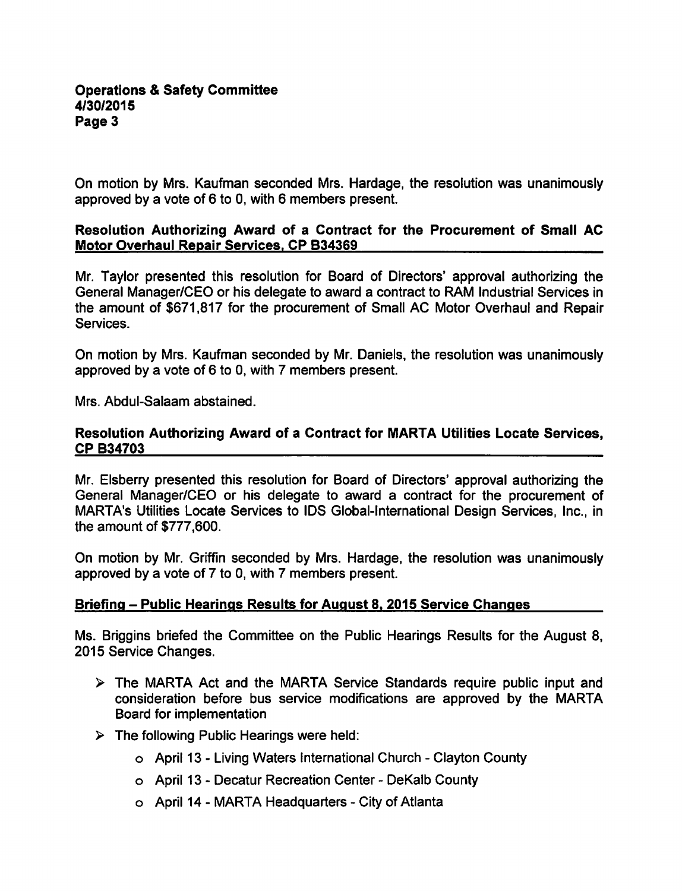On motion by Mrs. Kaufman seconded Mrs. Hardage, the resolution was unanimously approved by a vote of 6 to 0, with 6 members present.

**Resolution Authorizing Award of a Contract for the Procurement of Small AC Motor Overhaul Repair Services, CP B34369**

Mr. Taylor presented this resolution for Board of Directors' approval authorizing the General Manager/CEO or his delegate to award a contract to RAM Industrial Services in the amount of $671,817 for the procurement of Small AC Motor Overhaul and Repair Services.

On motion by Mrs. Kaufman seconded by Mr. Daniels, the resolution was unanimously approved by a vote of 6 to 0, with 7 members present.

Mrs. Abdul-Salaam abstained.

**Resolution Authorizing Award of a Contract for MARTA Utilities Locate Services, CP B34703**

Mr. Elsberry presented this resolution for Board of Directors' approval authorizing the General Manager/CEO or his delegate to award a contract for the procurement of MARTA's Utilities Locate Services to IDS Global-International Design Services, Inc., in the amount of $777,600.

On motion by Mr. Griffin seconded by Mrs. Hardage, the resolution was unanimously approved by a vote of 7 to 0, with 7 members present.

**Briefing – Public Hearings Results for August 8, 2015 Service Changes**

Ms. Briggins briefed the Committee on the Public Hearings Results for the August 8, 2015 Service Changes.

- The MARTA Act and the MARTA Service Standards require public input and consideration before bus service modifications are approved by the MARTA Board for implementation
- The following Public Hearings were held:
  - April 13 - Living Waters International Church - Clayton County
  - April 13 - Decatur Recreation Center - DeKalb County
  - April 14 - MARTA Headquarters - City of Atlanta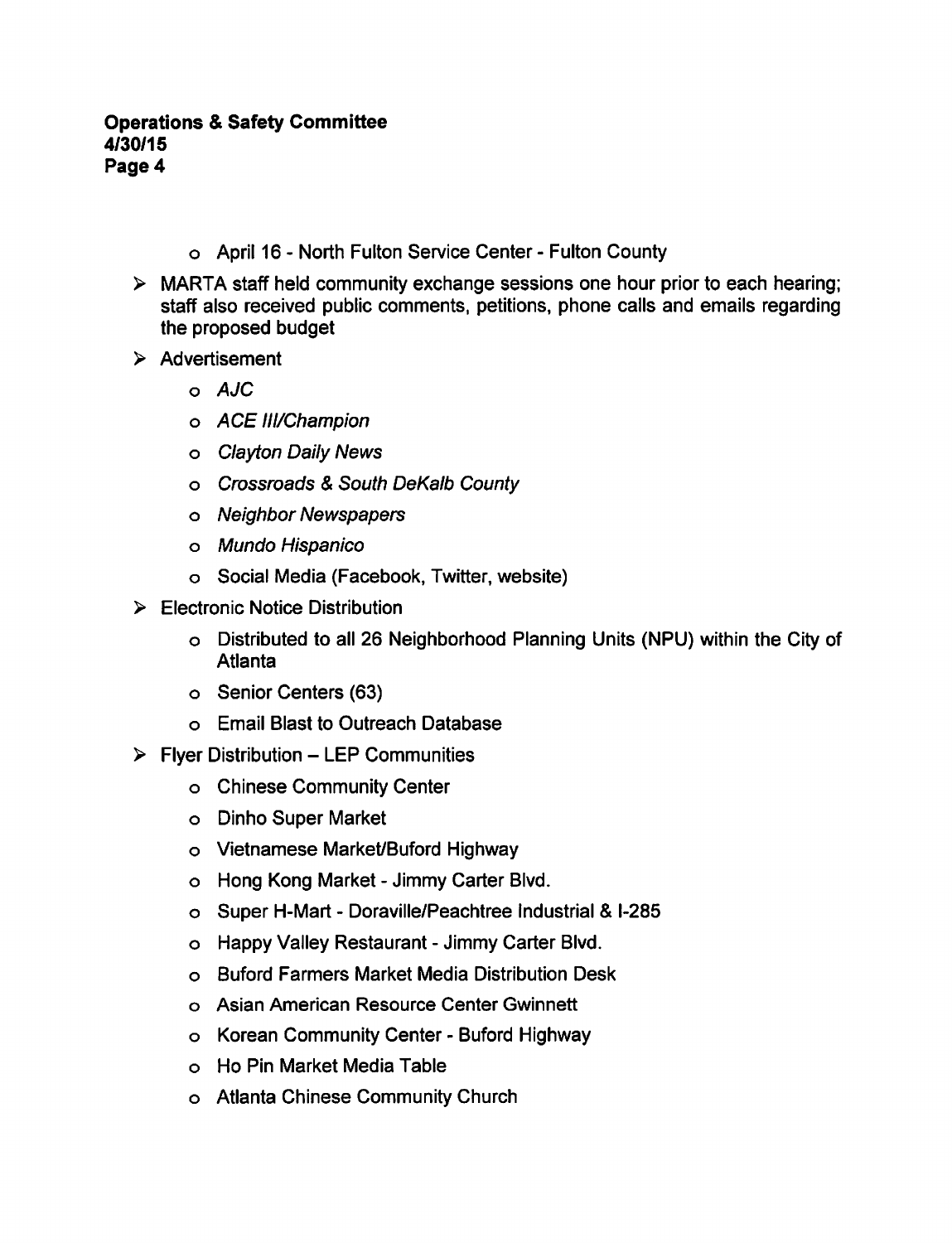- April 16 - North Fulton Service Center - Fulton County

- MARTA staff held community exchange sessions one hour prior to each hearing; staff also received public comments, petitions, phone calls and emails regarding the proposed budget
- Advertisement
  - *AJC*
  - *ACE III/Champion*
  - *Clayton Daily News*
  - *Crossroads & South DeKalb County*
  - *Neighbor Newspapers*
  - *Mundo Hispanico*
  - Social Media (Facebook, Twitter, website)
- Electronic Notice Distribution
  - Distributed to all 26 Neighborhood Planning Units (NPU) within the City of Atlanta
  - Senior Centers (63)
  - Email Blast to Outreach Database
- Flyer Distribution – LEP Communities
  - Chinese Community Center
  - Dinho Super Market
  - Vietnamese Market/Buford Highway
  - Hong Kong Market - Jimmy Carter Blvd.
  - Super H-Mart - Doraville/Peachtree Industrial & I-285
  - Happy Valley Restaurant - Jimmy Carter Blvd.
  - Buford Farmers Market Media Distribution Desk
  - Asian American Resource Center Gwinnett
  - Korean Community Center - Buford Highway
  - Ho Pin Market Media Table
  - Atlanta Chinese Community Church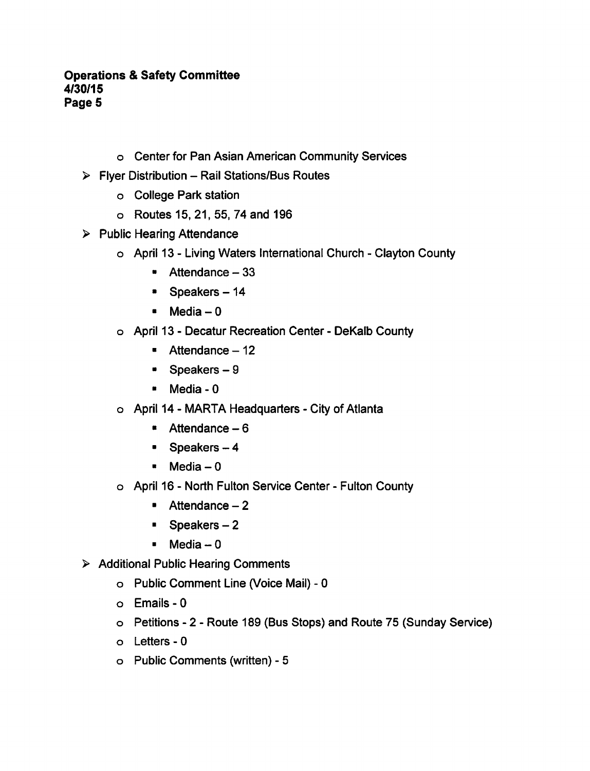- Center for Pan Asian American Community Services

- Flyer Distribution – Rail Stations/Bus Routes
  - College Park station
  - Routes 15, 21, 55, 74 and 196
- Public Hearing Attendance
  - April 13 - Living Waters International Church - Clayton County
    - Attendance – 33
    - Speakers – 14
    - Media – 0
  - April 13 - Decatur Recreation Center - DeKalb County
    - Attendance – 12
    - Speakers – 9
    - Media - 0
  - April 14 - MARTA Headquarters - City of Atlanta
    - Attendance – 6
    - Speakers – 4
    - Media – 0
  - April 16 - North Fulton Service Center - Fulton County
    - Attendance – 2
    - Speakers – 2
    - Media – 0
- Additional Public Hearing Comments
  - Public Comment Line (Voice Mail) - 0
  - Emails - 0
  - Petitions - 2 - Route 189 (Bus Stops) and Route 75 (Sunday Service)
  - Letters - 0
  - Public Comments (written) - 5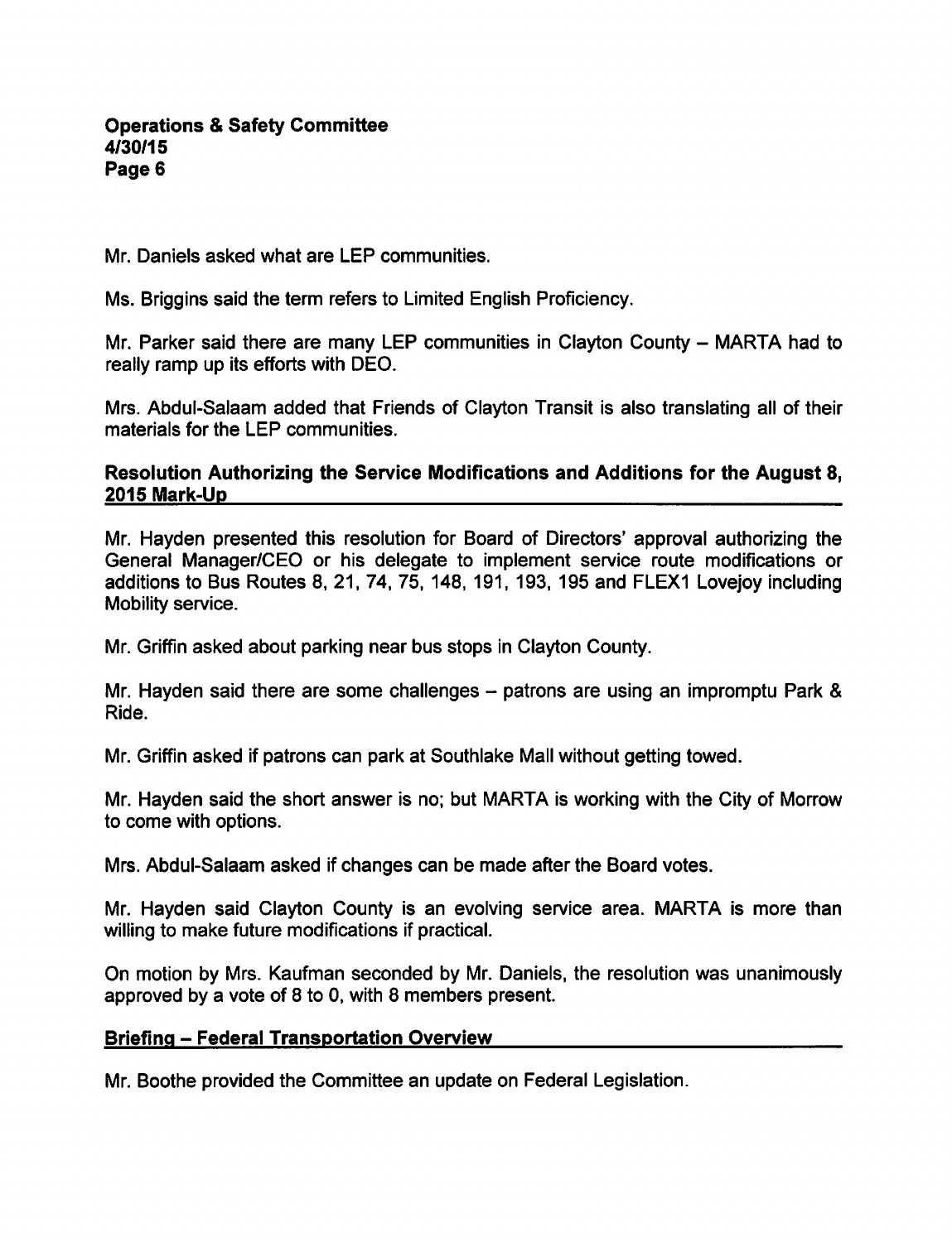Mr. Daniels asked what are LEP communities.

Ms. Briggins said the term refers to Limited English Proficiency.

Mr. Parker said there are many LEP communities in Clayton County – MARTA had to really ramp up its efforts with DEO.

Mrs. Abdul-Salaam added that Friends of Clayton Transit is also translating all of their materials for the LEP communities.

**Resolution Authorizing the Service Modifications and Additions for the August 8, 2015 Mark-Up**

Mr. Hayden presented this resolution for Board of Directors' approval authorizing the General Manager/CEO or his delegate to implement service route modifications or additions to Bus Routes 8, 21, 74, 75, 148, 191, 193, 195 and FLEX1 Lovejoy including Mobility service.

Mr. Griffin asked about parking near bus stops in Clayton County.

Mr. Hayden said there are some challenges – patrons are using an impromptu Park & Ride.

Mr. Griffin asked if patrons can park at Southlake Mall without getting towed.

Mr. Hayden said the short answer is no; but MARTA is working with the City of Morrow to come with options.

Mrs. Abdul-Salaam asked if changes can be made after the Board votes.

Mr. Hayden said Clayton County is an evolving service area. MARTA is more than willing to make future modifications if practical.

On motion by Mrs. Kaufman seconded by Mr. Daniels, the resolution was unanimously approved by a vote of 8 to 0, with 8 members present.

**Briefing – Federal Transportation Overview**

Mr. Boothe provided the Committee an update on Federal Legislation.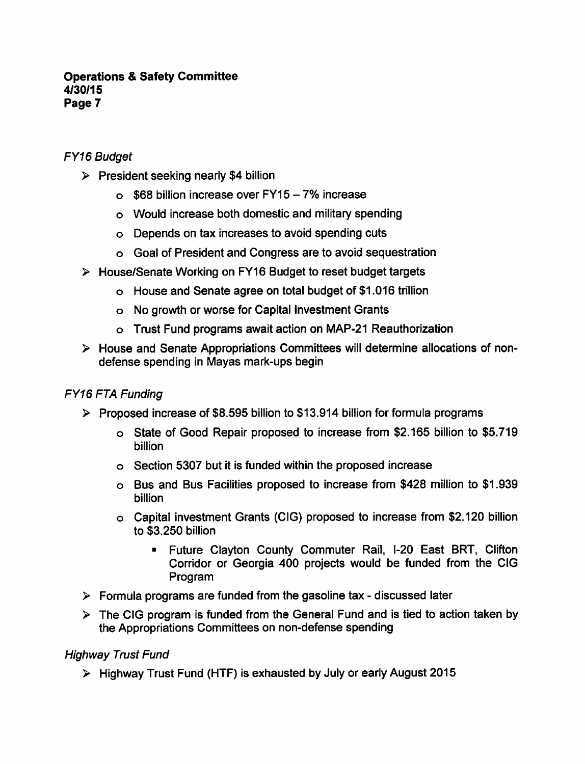*FY16 Budget*

- President seeking nearly $4 billion
  - $68 billion increase over FY15 – 7% increase
  - Would increase both domestic and military spending
  - Depends on tax increases to avoid spending cuts
  - Goal of President and Congress are to avoid sequestration
- House/Senate Working on FY16 Budget to reset budget targets
  - House and Senate agree on total budget of $1.016 trillion
  - No growth or worse for Capital Investment Grants
  - Trust Fund programs await action on MAP-21 Reauthorization
- House and Senate Appropriations Committees will determine allocations of non-defense spending in Mayas mark-ups begin

*FY16 FTA Funding*

- Proposed increase of $8.595 billion to $13.914 billion for formula programs
  - State of Good Repair proposed to increase from $2.165 billion to $5.719 billion
  - Section 5307 but it is funded within the proposed increase
  - Bus and Bus Facilities proposed to increase from $428 million to $1.939 billion
  - Capital investment Grants (CIG) proposed to increase from $2.120 billion to $3.250 billion
    - Future Clayton County Commuter Rail, I-20 East BRT, Clifton Corridor or Georgia 400 projects would be funded from the CIG Program
- Formula programs are funded from the gasoline tax - discussed later
- The CIG program is funded from the General Fund and is tied to action taken by the Appropriations Committees on non-defense spending

*Highway Trust Fund*

- Highway Trust Fund (HTF) is exhausted by July or early August 2015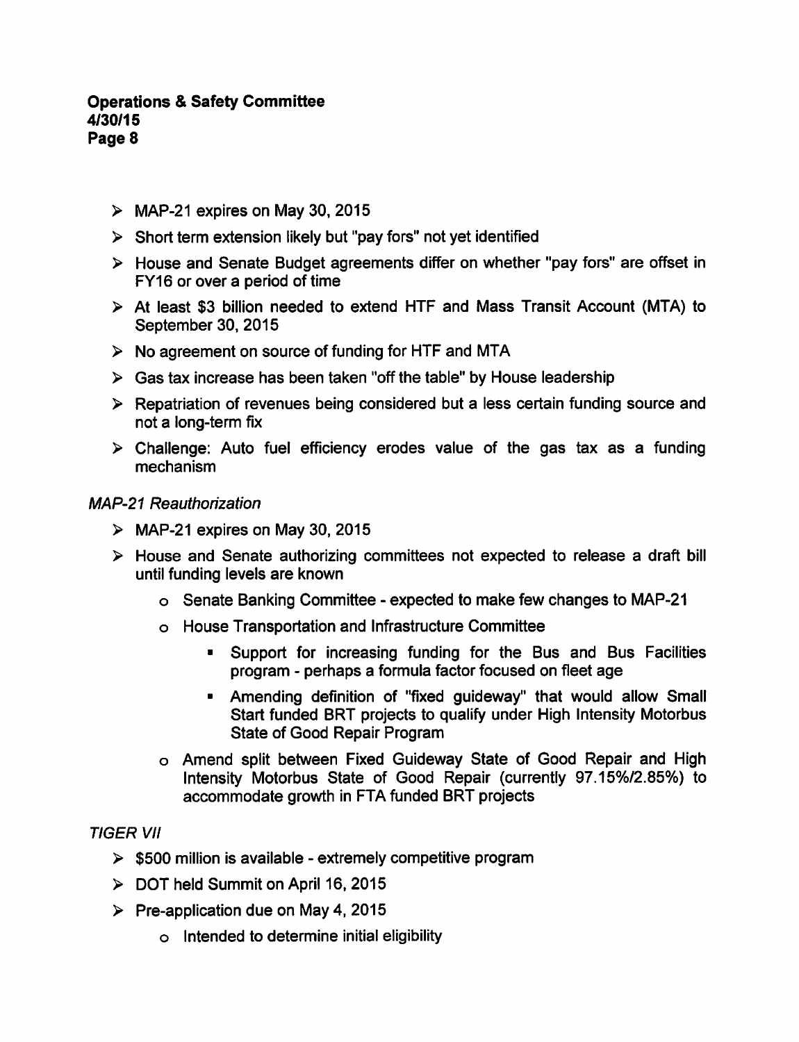- MAP-21 expires on May 30, 2015
- Short term extension likely but "pay fors" not yet identified
- House and Senate Budget agreements differ on whether "pay fors" are offset in FY16 or over a period of time
- At least $3 billion needed to extend HTF and Mass Transit Account (MTA) to September 30, 2015
- No agreement on source of funding for HTF and MTA
- Gas tax increase has been taken "off the table" by House leadership
- Repatriation of revenues being considered but a less certain funding source and not a long-term fix
- Challenge: Auto fuel efficiency erodes value of the gas tax as a funding mechanism

*MAP-21 Reauthorization*

- MAP-21 expires on May 30, 2015
- House and Senate authorizing committees not expected to release a draft bill until funding levels are known
  - Senate Banking Committee - expected to make few changes to MAP-21
  - House Transportation and Infrastructure Committee
    - Support for increasing funding for the Bus and Bus Facilities program - perhaps a formula factor focused on fleet age
    - Amending definition of "fixed guideway" that would allow Small Start funded BRT projects to qualify under High Intensity Motorbus State of Good Repair Program
  - Amend split between Fixed Guideway State of Good Repair and High Intensity Motorbus State of Good Repair (currently 97.15%/2.85%) to accommodate growth in FTA funded BRT projects

*TIGER VII*

- $500 million is available - extremely competitive program
- DOT held Summit on April 16, 2015
- Pre-application due on May 4, 2015
  - Intended to determine initial eligibility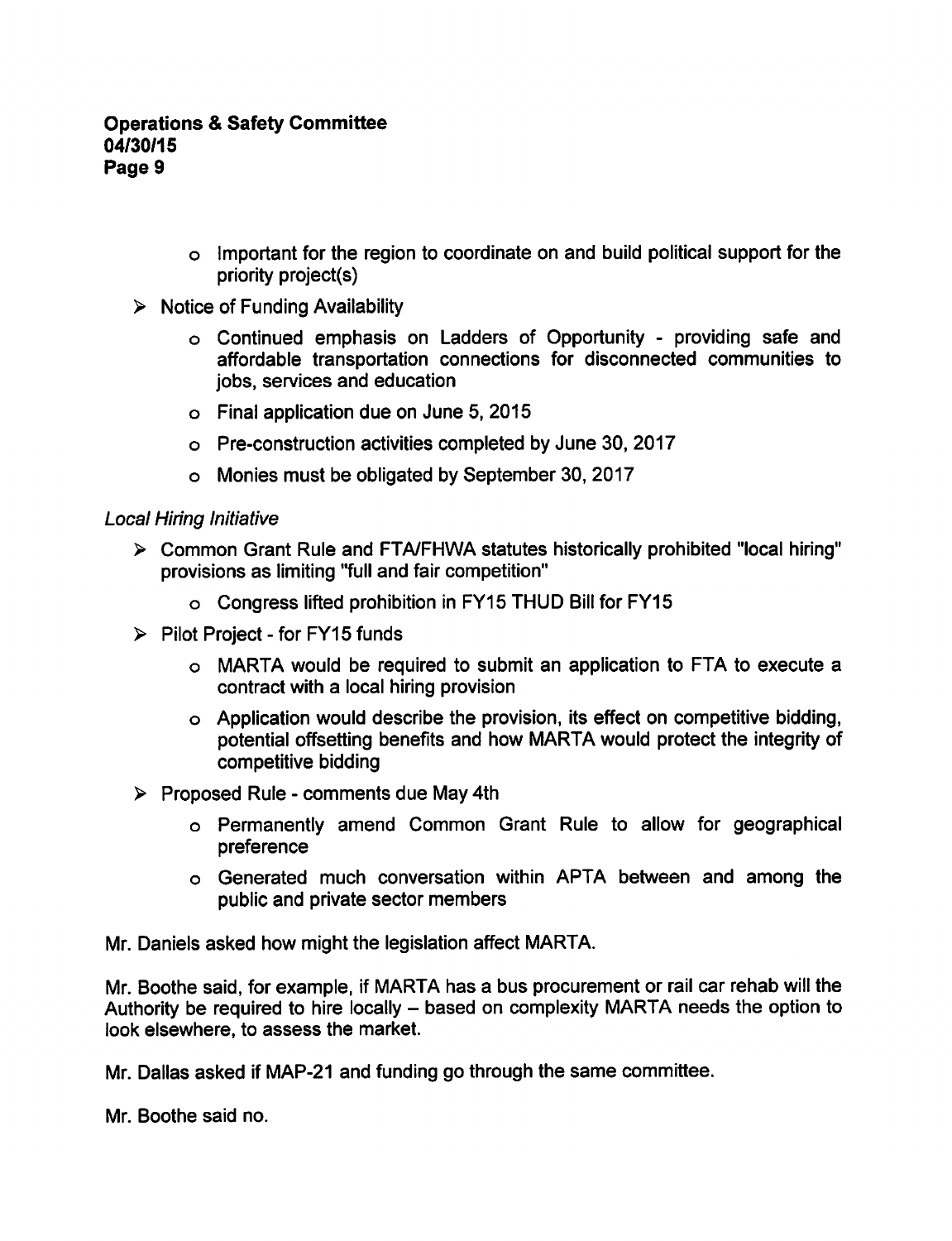- Important for the region to coordinate on and build political support for the priority project(s)

- Notice of Funding Availability
  - Continued emphasis on Ladders of Opportunity - providing safe and affordable transportation connections for disconnected communities to jobs, services and education
  - Final application due on June 5, 2015
  - Pre-construction activities completed by June 30, 2017
  - Monies must be obligated by September 30, 2017

*Local Hiring Initiative*

- Common Grant Rule and FTA/FHWA statutes historically prohibited "local hiring" provisions as limiting "full and fair competition"
  - Congress lifted prohibition in FY15 THUD Bill for FY15
- Pilot Project - for FY15 funds
  - MARTA would be required to submit an application to FTA to execute a contract with a local hiring provision
  - Application would describe the provision, its effect on competitive bidding, potential offsetting benefits and how MARTA would protect the integrity of competitive bidding
- Proposed Rule - comments due May 4th
  - Permanently amend Common Grant Rule to allow for geographical preference
  - Generated much conversation within APTA between and among the public and private sector members

Mr. Daniels asked how might the legislation affect MARTA.

Mr. Boothe said, for example, if MARTA has a bus procurement or rail car rehab will the Authority be required to hire locally – based on complexity MARTA needs the option to look elsewhere, to assess the market.

Mr. Dallas asked if MAP-21 and funding go through the same committee.

Mr. Boothe said no.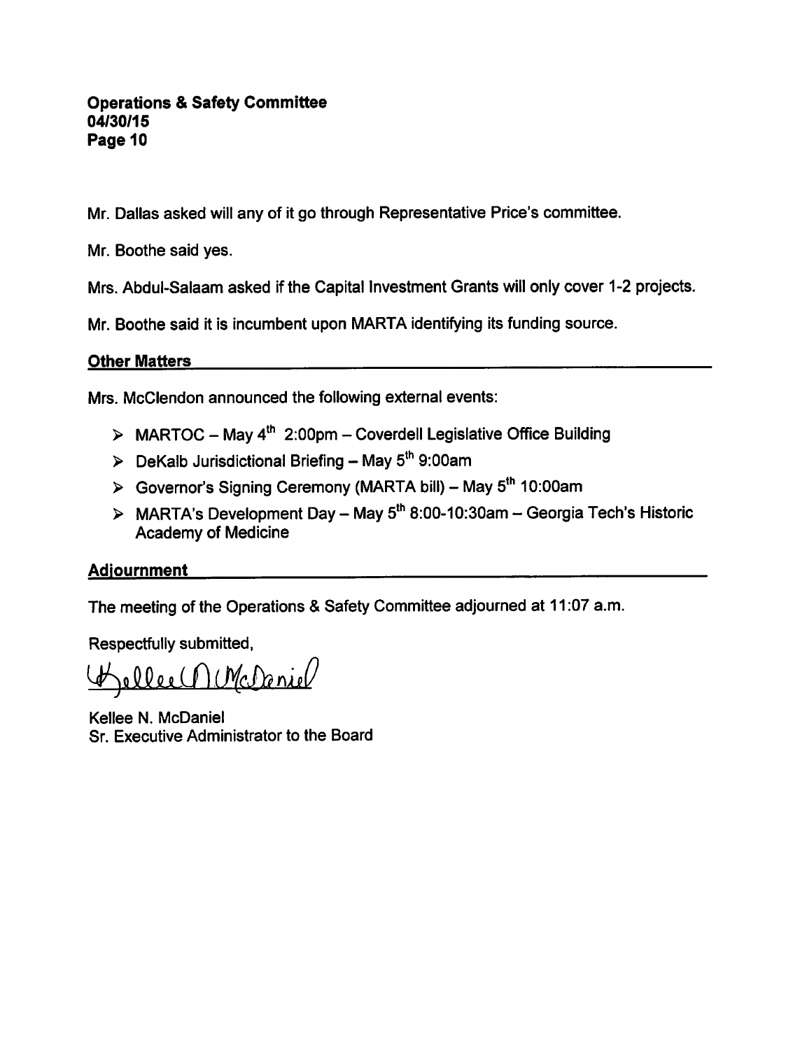Mr. Dallas asked will any of it go through Representative Price's committee.

Mr. Boothe said yes.

Mrs. Abdul-Salaam asked if the Capital Investment Grants will only cover 1-2 projects.

Mr. Boothe said it is incumbent upon MARTA identifying its funding source.

## Other Matters

Mrs. McClendon announced the following external events:

- MARTOC – May 4th 2:00pm – Coverdell Legislative Office Building
- DeKalb Jurisdictional Briefing – May 5th 9:00am
- Governor's Signing Ceremony (MARTA bill) – May 5th 10:00am
- MARTA's Development Day – May 5th 8:00-10:30am – Georgia Tech's Historic Academy of Medicine

## Adjournment

The meeting of the Operations & Safety Committee adjourned at 11:07 a.m.

Respectfully submitted,

Kellee N. McDaniel
Sr. Executive Administrator to the Board